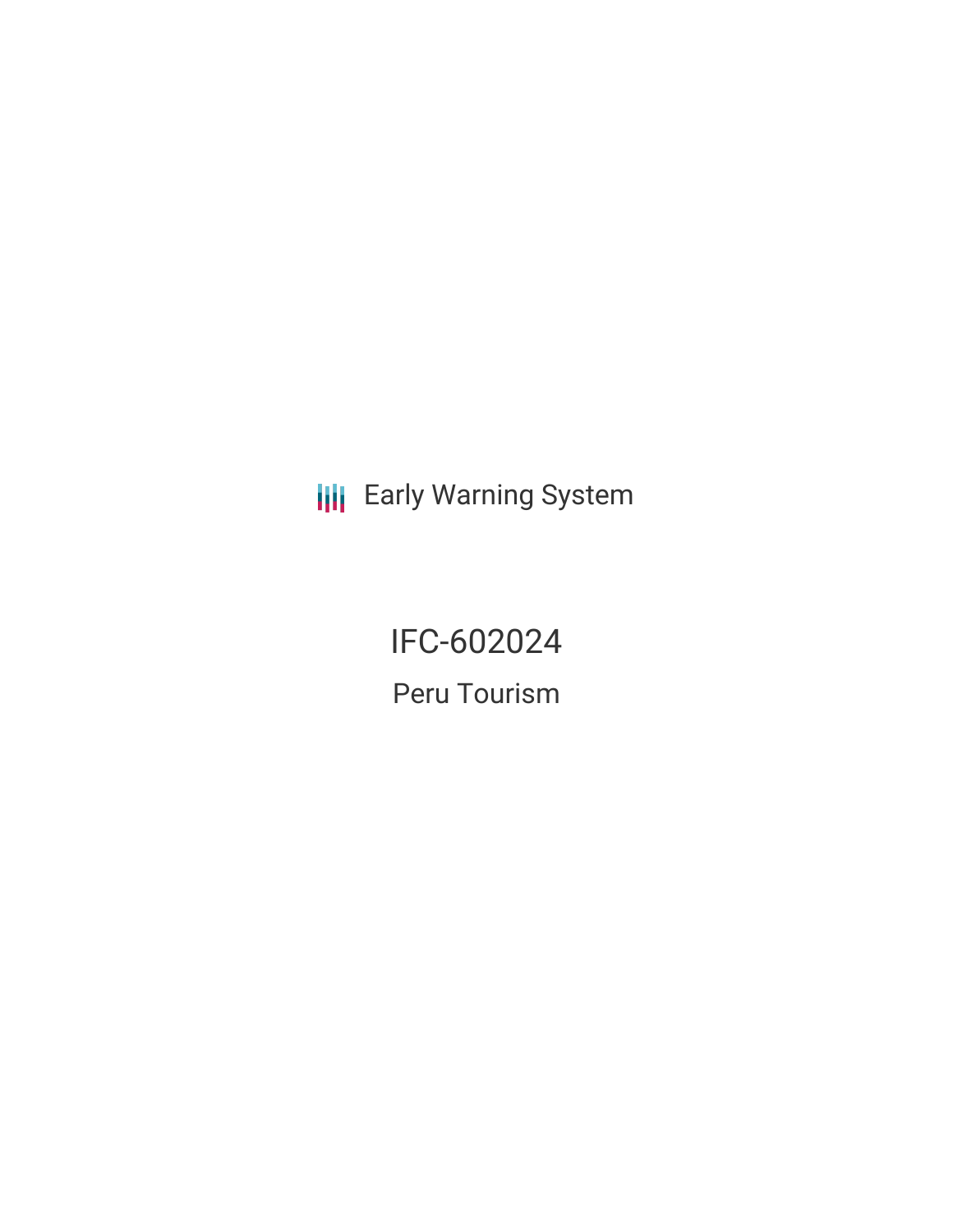Early Warning System

# IFC-602024

## Peru Tourism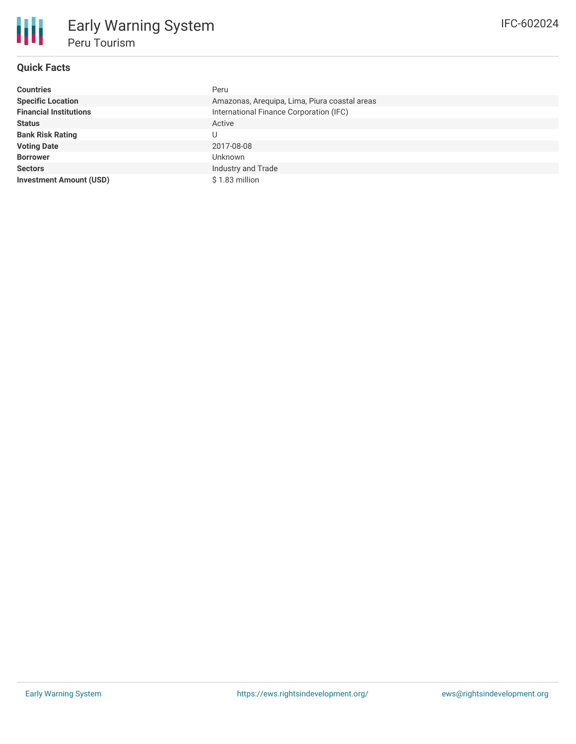# Early Warning System

## Peru Tourism

IFC-602024

### Quick Facts

| | |
|---|---|
| **Countries** | Peru |
| **Specific Location** | Amazonas, Arequipa, Lima, Piura coastal areas |
| **Financial Institutions** | International Finance Corporation (IFC) |
| **Status** | Active |
| **Bank Risk Rating** | U |
| **Voting Date** | 2017-08-08 |
| **Borrower** | Unknown |
| **Sectors** | Industry and Trade |
| **Investment Amount (USD)** | $ 1.83 million |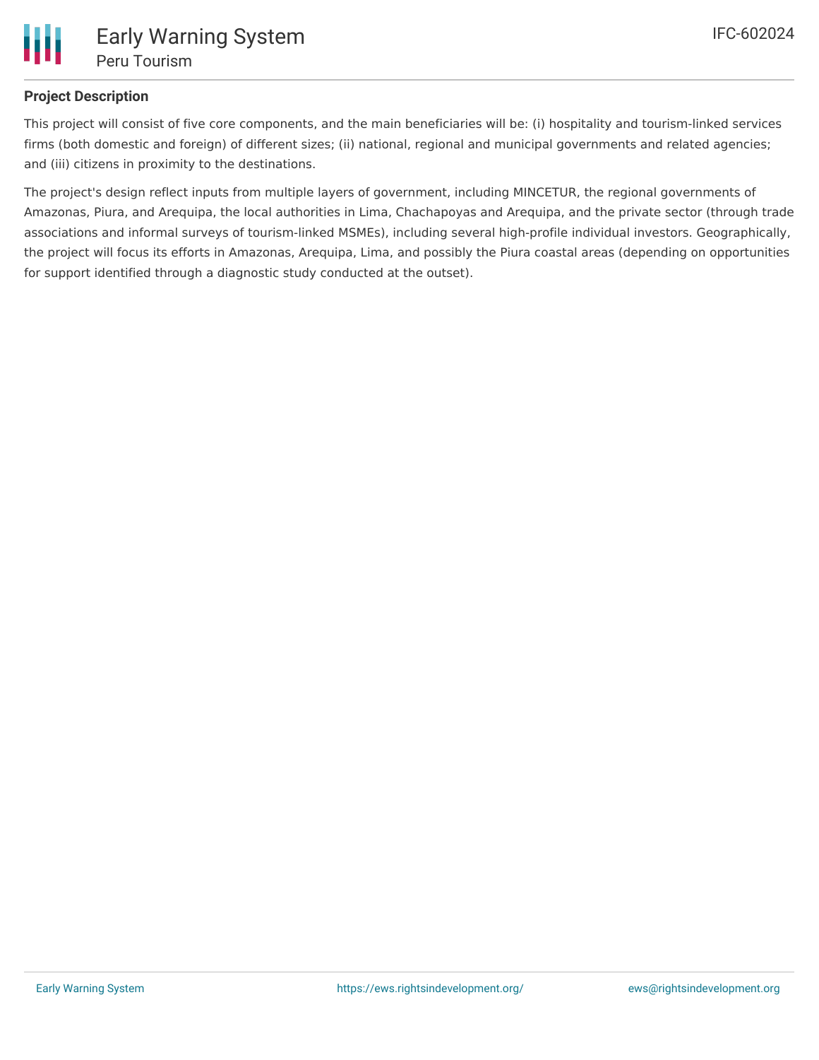## Project Description

This project will consist of five core components, and the main beneficiaries will be: (i) hospitality and tourism-linked services firms (both domestic and foreign) of different sizes; (ii) national, regional and municipal governments and related agencies; and (iii) citizens in proximity to the destinations.

The project's design reflect inputs from multiple layers of government, including MINCETUR, the regional governments of Amazonas, Piura, and Arequipa, the local authorities in Lima, Chachapoyas and Arequipa, and the private sector (through trade associations and informal surveys of tourism-linked MSMEs), including several high-profile individual investors. Geographically, the project will focus its efforts in Amazonas, Arequipa, Lima, and possibly the Piura coastal areas (depending on opportunities for support identified through a diagnostic study conducted at the outset).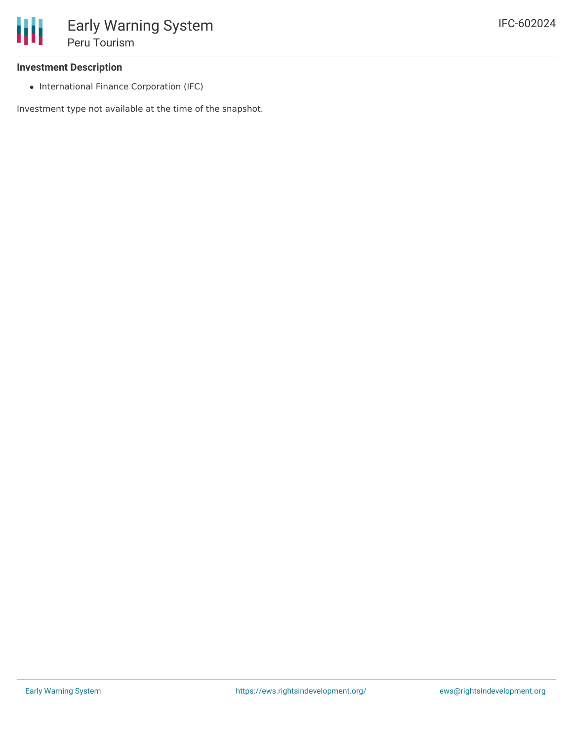### Investment Description

- International Finance Corporation (IFC)

Investment type not available at the time of the snapshot.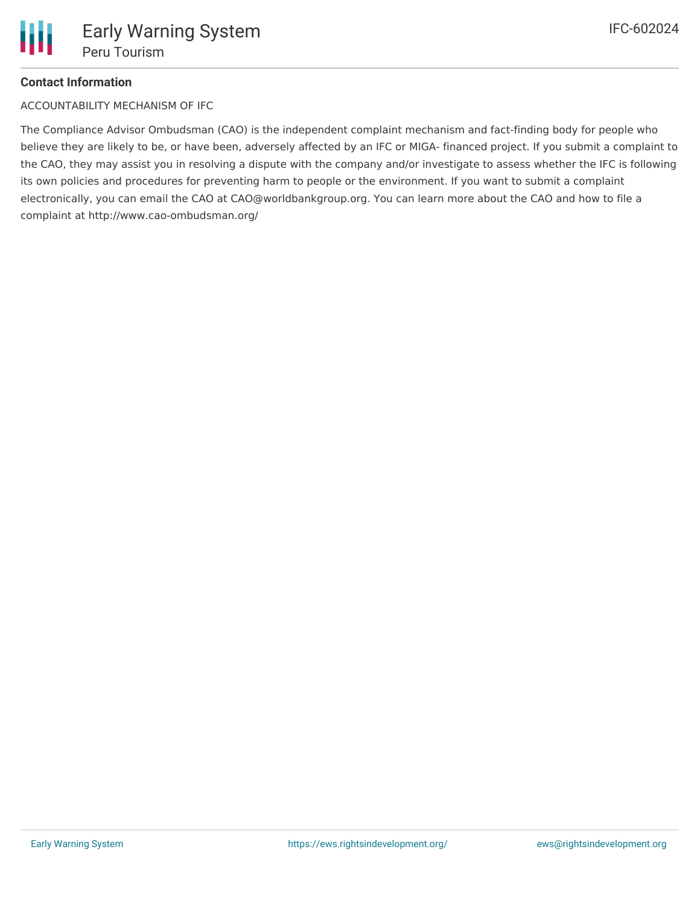**Contact Information**

ACCOUNTABILITY MECHANISM OF IFC

The Compliance Advisor Ombudsman (CAO) is the independent complaint mechanism and fact-finding body for people who believe they are likely to be, or have been, adversely affected by an IFC or MIGA- financed project. If you submit a complaint to the CAO, they may assist you in resolving a dispute with the company and/or investigate to assess whether the IFC is following its own policies and procedures for preventing harm to people or the environment. If you want to submit a complaint electronically, you can email the CAO at CAO@worldbankgroup.org. You can learn more about the CAO and how to file a complaint at http://www.cao-ombudsman.org/